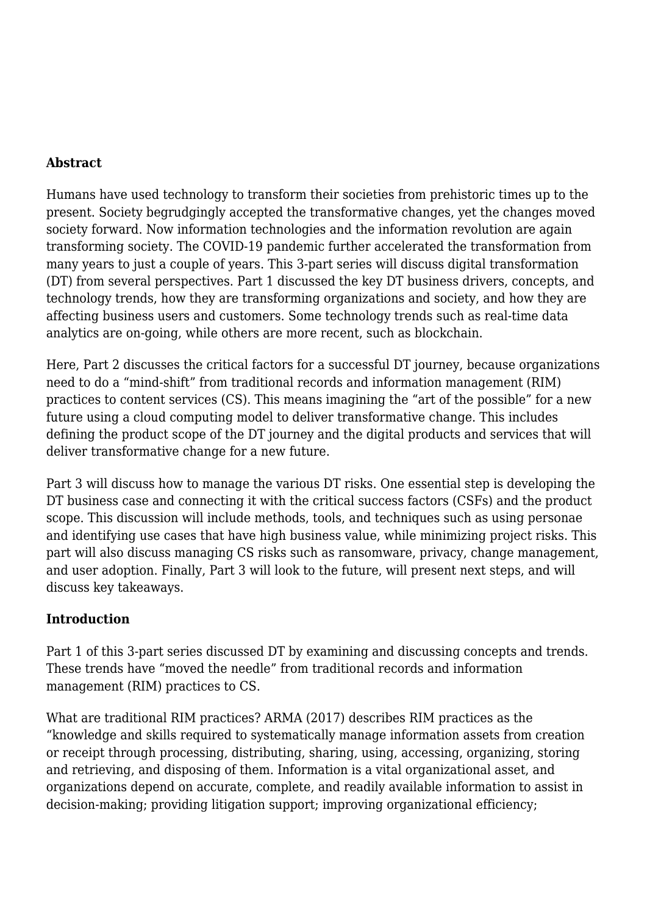**Abstract**

Humans have used technology to transform their societies from prehistoric times up to the present. Society begrudgingly accepted the transformative changes, yet the changes moved society forward. Now information technologies and the information revolution are again transforming society. The COVID-19 pandemic further accelerated the transformation from many years to just a couple of years. This 3-part series will discuss digital transformation (DT) from several perspectives. Part 1 discussed the key DT business drivers, concepts, and technology trends, how they are transforming organizations and society, and how they are affecting business users and customers. Some technology trends such as real-time data analytics are on-going, while others are more recent, such as blockchain.

Here, Part 2 discusses the critical factors for a successful DT journey, because organizations need to do a "mind-shift" from traditional records and information management (RIM) practices to content services (CS). This means imagining the "art of the possible" for a new future using a cloud computing model to deliver transformative change. This includes defining the product scope of the DT journey and the digital products and services that will deliver transformative change for a new future.

Part 3 will discuss how to manage the various DT risks. One essential step is developing the DT business case and connecting it with the critical success factors (CSFs) and the product scope. This discussion will include methods, tools, and techniques such as using personae and identifying use cases that have high business value, while minimizing project risks. This part will also discuss managing CS risks such as ransomware, privacy, change management, and user adoption. Finally, Part 3 will look to the future, will present next steps, and will discuss key takeaways.

**Introduction**

Part 1 of this 3-part series discussed DT by examining and discussing concepts and trends. These trends have "moved the needle" from traditional records and information management (RIM) practices to CS.

What are traditional RIM practices? ARMA (2017) describes RIM practices as the "knowledge and skills required to systematically manage information assets from creation or receipt through processing, distributing, sharing, using, accessing, organizing, storing and retrieving, and disposing of them. Information is a vital organizational asset, and organizations depend on accurate, complete, and readily available information to assist in decision-making; providing litigation support; improving organizational efficiency;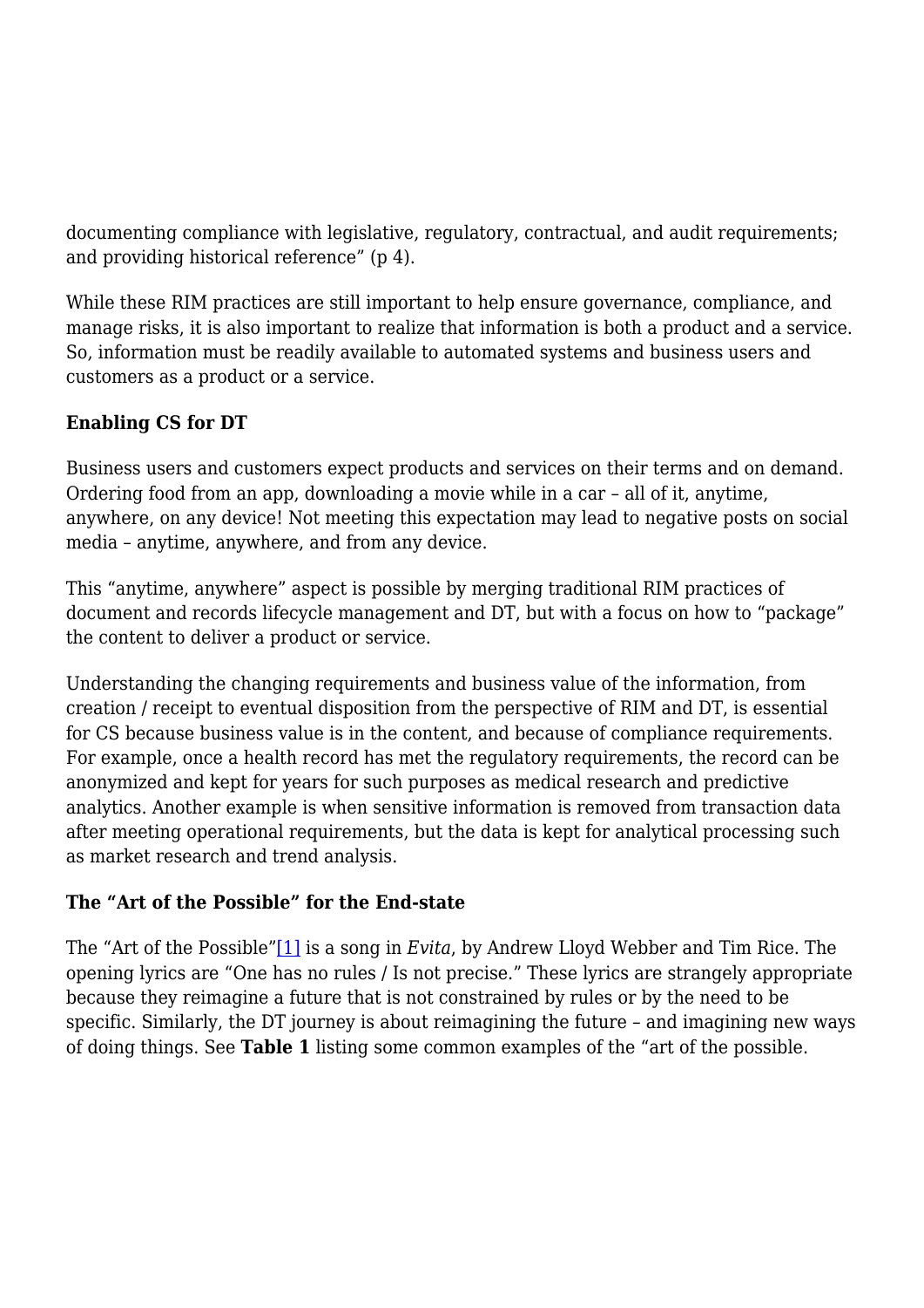documenting compliance with legislative, regulatory, contractual, and audit requirements; and providing historical reference" (p 4).

While these RIM practices are still important to help ensure governance, compliance, and manage risks, it is also important to realize that information is both a product and a service. So, information must be readily available to automated systems and business users and customers as a product or a service.

**Enabling CS for DT**

Business users and customers expect products and services on their terms and on demand. Ordering food from an app, downloading a movie while in a car – all of it, anytime, anywhere, on any device! Not meeting this expectation may lead to negative posts on social media – anytime, anywhere, and from any device.

This "anytime, anywhere" aspect is possible by merging traditional RIM practices of document and records lifecycle management and DT, but with a focus on how to "package" the content to deliver a product or service.

Understanding the changing requirements and business value of the information, from creation / receipt to eventual disposition from the perspective of RIM and DT, is essential for CS because business value is in the content, and because of compliance requirements. For example, once a health record has met the regulatory requirements, the record can be anonymized and kept for years for such purposes as medical research and predictive analytics. Another example is when sensitive information is removed from transaction data after meeting operational requirements, but the data is kept for analytical processing such as market research and trend analysis.

**The "Art of the Possible" for the End-state**

The "Art of the Possible"[1] is a song in *Evita*, by Andrew Lloyd Webber and Tim Rice. The opening lyrics are "One has no rules / Is not precise." These lyrics are strangely appropriate because they reimagine a future that is not constrained by rules or by the need to be specific. Similarly, the DT journey is about reimagining the future – and imagining new ways of doing things. See **Table 1** listing some common examples of the "art of the possible.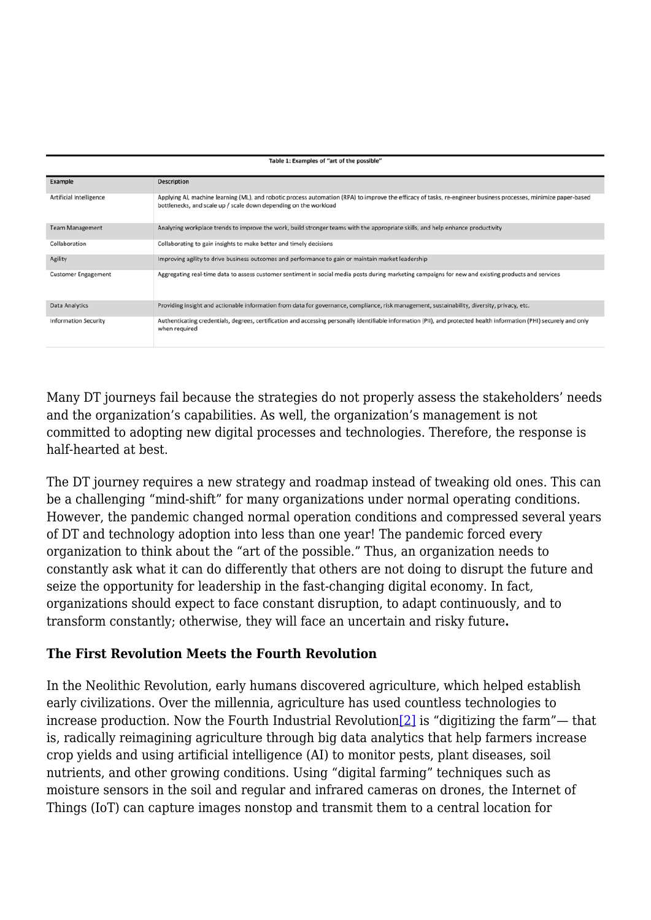Table 1: Examples of "art of the possible"

| Example | Description |
| --- | --- |
| Artificial Intelligence | Applying AI, machine learning (ML), and robotic process automation (RPA) to improve the efficacy of tasks, re-engineer business processes, minimize paper-based bottlenecks, and scale up / scale down depending on the workload |
| Team Management | Analyzing workplace trends to improve the work, build stronger teams with the appropriate skills, and help enhance productivity |
| Collaboration | Collaborating to gain insights to make better and timely decisions |
| Agility | Improving agility to drive business outcomes and performance to gain or maintain market leadership |
| Customer Engagement | Aggregating real-time data to assess customer sentiment in social media posts during marketing campaigns for new and existing products and services |
| Data Analytics | Providing insight and actionable information from data for governance, compliance, risk management, sustainability, diversity, privacy, etc. |
| Information Security | Authenticating credentials, degrees, certification and accessing personally identifiable information (PII), and protected health information (PHI) securely and only when required |

Many DT journeys fail because the strategies do not properly assess the stakeholders' needs and the organization's capabilities. As well, the organization's management is not committed to adopting new digital processes and technologies. Therefore, the response is half-hearted at best.

The DT journey requires a new strategy and roadmap instead of tweaking old ones. This can be a challenging "mind-shift" for many organizations under normal operating conditions. However, the pandemic changed normal operation conditions and compressed several years of DT and technology adoption into less than one year! The pandemic forced every organization to think about the "art of the possible." Thus, an organization needs to constantly ask what it can do differently that others are not doing to disrupt the future and seize the opportunity for leadership in the fast-changing digital economy. In fact, organizations should expect to face constant disruption, to adapt continuously, and to transform constantly; otherwise, they will face an uncertain and risky future**.**

**The First Revolution Meets the Fourth Revolution**

In the Neolithic Revolution, early humans discovered agriculture, which helped establish early civilizations. Over the millennia, agriculture has used countless technologies to increase production. Now the Fourth Industrial Revolution[2] is "digitizing the farm"— that is, radically reimagining agriculture through big data analytics that help farmers increase crop yields and using artificial intelligence (AI) to monitor pests, plant diseases, soil nutrients, and other growing conditions. Using "digital farming" techniques such as moisture sensors in the soil and regular and infrared cameras on drones, the Internet of Things (IoT) can capture images nonstop and transmit them to a central location for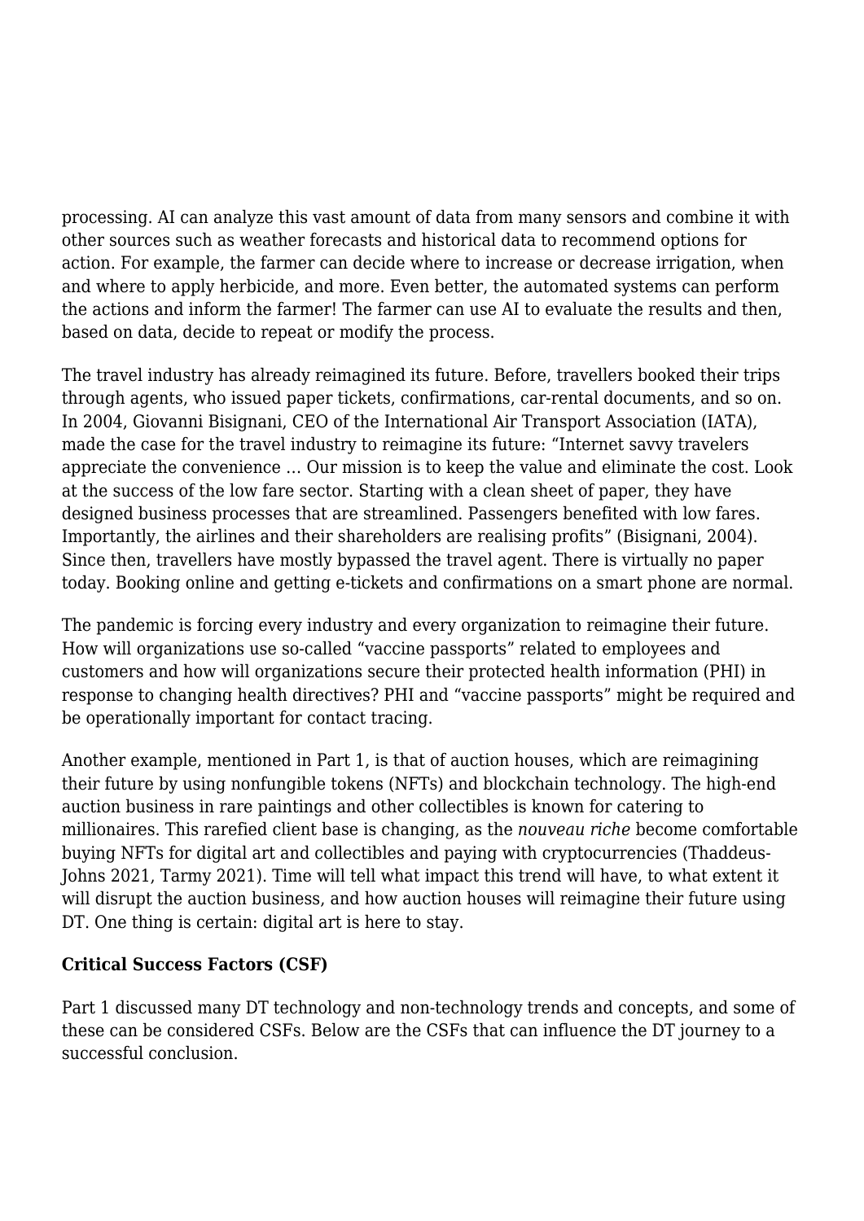processing. AI can analyze this vast amount of data from many sensors and combine it with other sources such as weather forecasts and historical data to recommend options for action. For example, the farmer can decide where to increase or decrease irrigation, when and where to apply herbicide, and more. Even better, the automated systems can perform the actions and inform the farmer! The farmer can use AI to evaluate the results and then, based on data, decide to repeat or modify the process.

The travel industry has already reimagined its future. Before, travellers booked their trips through agents, who issued paper tickets, confirmations, car-rental documents, and so on. In 2004, Giovanni Bisignani, CEO of the International Air Transport Association (IATA), made the case for the travel industry to reimagine its future: "Internet savvy travelers appreciate the convenience … Our mission is to keep the value and eliminate the cost. Look at the success of the low fare sector. Starting with a clean sheet of paper, they have designed business processes that are streamlined. Passengers benefited with low fares. Importantly, the airlines and their shareholders are realising profits" (Bisignani, 2004). Since then, travellers have mostly bypassed the travel agent. There is virtually no paper today. Booking online and getting e-tickets and confirmations on a smart phone are normal.

The pandemic is forcing every industry and every organization to reimagine their future. How will organizations use so-called "vaccine passports" related to employees and customers and how will organizations secure their protected health information (PHI) in response to changing health directives? PHI and "vaccine passports" might be required and be operationally important for contact tracing.

Another example, mentioned in Part 1, is that of auction houses, which are reimagining their future by using nonfungible tokens (NFTs) and blockchain technology. The high-end auction business in rare paintings and other collectibles is known for catering to millionaires. This rarefied client base is changing, as the *nouveau riche* become comfortable buying NFTs for digital art and collectibles and paying with cryptocurrencies (Thaddeus-Johns 2021, Tarmy 2021). Time will tell what impact this trend will have, to what extent it will disrupt the auction business, and how auction houses will reimagine their future using DT. One thing is certain: digital art is here to stay.

**Critical Success Factors (CSF)**

Part 1 discussed many DT technology and non-technology trends and concepts, and some of these can be considered CSFs. Below are the CSFs that can influence the DT journey to a successful conclusion.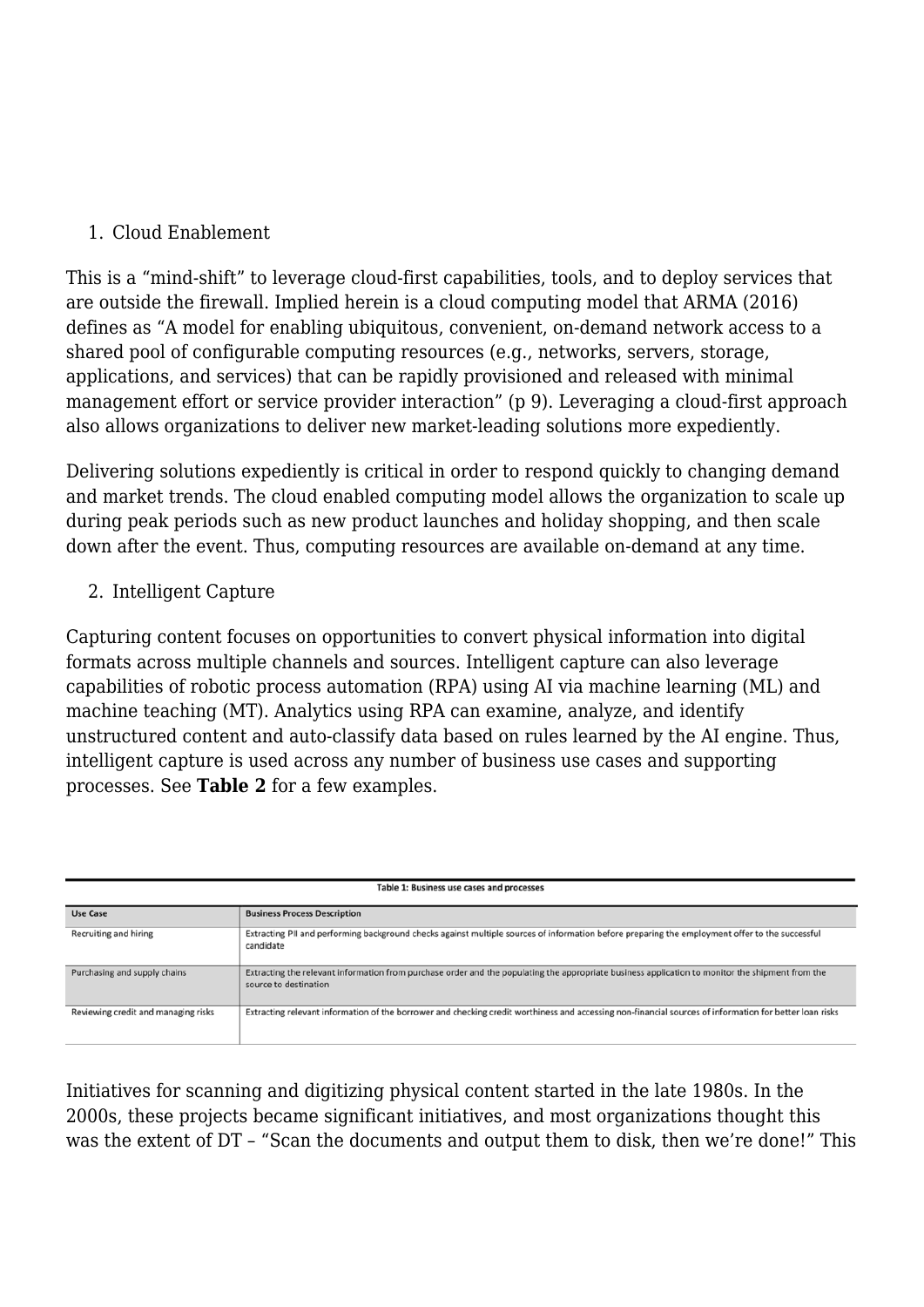2. Cloud Enablement

This is a “mind-shift” to leverage cloud-first capabilities, tools, and to deploy services that are outside the firewall. Implied herein is a cloud computing model that ARMA (2016) defines as “A model for enabling ubiquitous, convenient, on-demand network access to a shared pool of configurable computing resources (e.g., networks, servers, storage, applications, and services) that can be rapidly provisioned and released with minimal management effort or service provider interaction” (p 9). Leveraging a cloud-first approach also allows organizations to deliver new market-leading solutions more expediently.

Delivering solutions expediently is critical in order to respond quickly to changing demand and market trends. The cloud enabled computing model allows the organization to scale up during peak periods such as new product launches and holiday shopping, and then scale down after the event. Thus, computing resources are available on-demand at any time.

3. Intelligent Capture

Capturing content focuses on opportunities to convert physical information into digital formats across multiple channels and sources. Intelligent capture can also leverage capabilities of robotic process automation (RPA) using AI via machine learning (ML) and machine teaching (MT). Analytics using RPA can examine, analyze, and identify unstructured content and auto-classify data based on rules learned by the AI engine. Thus, intelligent capture is used across any number of business use cases and supporting processes. See **Table 2** for a few examples.

**Table 1: Business use cases and processes**

| Use Case | Business Process Description |
| --- | --- |
| Recruiting and hiring | Extracting PII and performing background checks against multiple sources of information before preparing the employment offer to the successful candidate |
| Purchasing and supply chains | Extracting the relevant information from purchase order and the populating the appropriate business application to monitor the shipment from the source to destination |
| Reviewing credit and managing risks | Extracting relevant information of the borrower and checking credit worthiness and accessing non-financial sources of information for better loan risks |

Initiatives for scanning and digitizing physical content started in the late 1980s. In the 2000s, these projects became significant initiatives, and most organizations thought this was the extent of DT – “Scan the documents and output them to disk, then we’re done!” This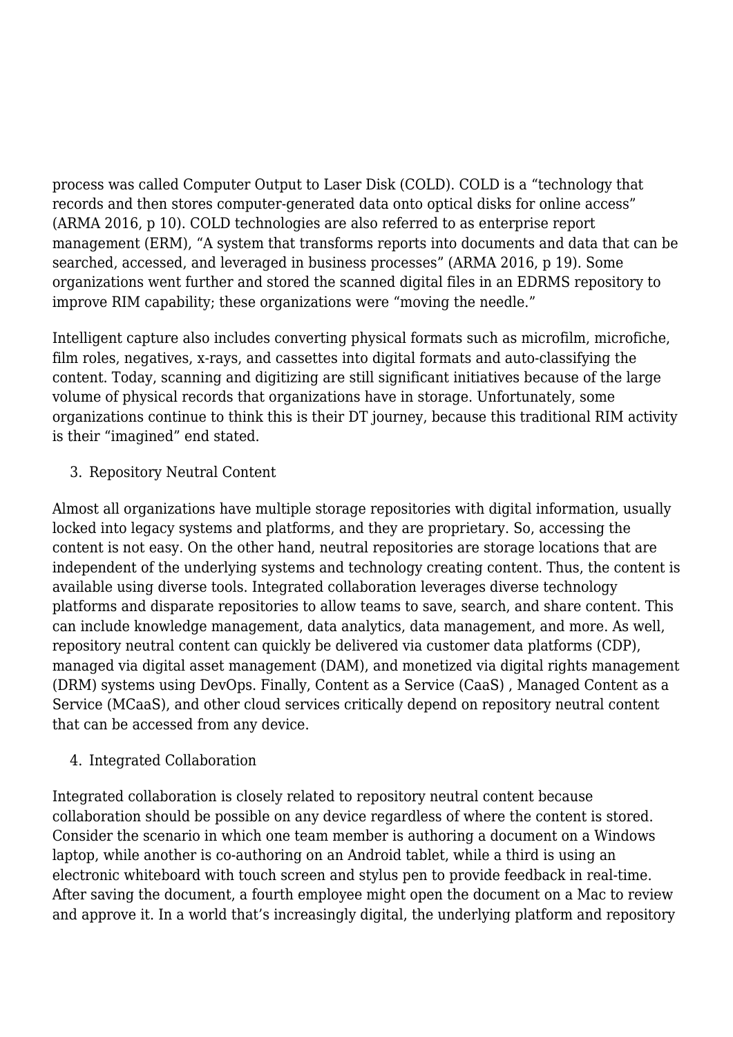process was called Computer Output to Laser Disk (COLD). COLD is a "technology that records and then stores computer-generated data onto optical disks for online access" (ARMA 2016, p 10). COLD technologies are also referred to as enterprise report management (ERM), "A system that transforms reports into documents and data that can be searched, accessed, and leveraged in business processes" (ARMA 2016, p 19). Some organizations went further and stored the scanned digital files in an EDRMS repository to improve RIM capability; these organizations were "moving the needle."

Intelligent capture also includes converting physical formats such as microfilm, microfiche, film roles, negatives, x-rays, and cassettes into digital formats and auto-classifying the content. Today, scanning and digitizing are still significant initiatives because of the large volume of physical records that organizations have in storage. Unfortunately, some organizations continue to think this is their DT journey, because this traditional RIM activity is their "imagined" end stated.

3. Repository Neutral Content

Almost all organizations have multiple storage repositories with digital information, usually locked into legacy systems and platforms, and they are proprietary. So, accessing the content is not easy. On the other hand, neutral repositories are storage locations that are independent of the underlying systems and technology creating content. Thus, the content is available using diverse tools. Integrated collaboration leverages diverse technology platforms and disparate repositories to allow teams to save, search, and share content. This can include knowledge management, data analytics, data management, and more. As well, repository neutral content can quickly be delivered via customer data platforms (CDP), managed via digital asset management (DAM), and monetized via digital rights management (DRM) systems using DevOps. Finally, Content as a Service (CaaS) , Managed Content as a Service (MCaaS), and other cloud services critically depend on repository neutral content that can be accessed from any device.

4. Integrated Collaboration

Integrated collaboration is closely related to repository neutral content because collaboration should be possible on any device regardless of where the content is stored. Consider the scenario in which one team member is authoring a document on a Windows laptop, while another is co-authoring on an Android tablet, while a third is using an electronic whiteboard with touch screen and stylus pen to provide feedback in real-time. After saving the document, a fourth employee might open the document on a Mac to review and approve it. In a world that's increasingly digital, the underlying platform and repository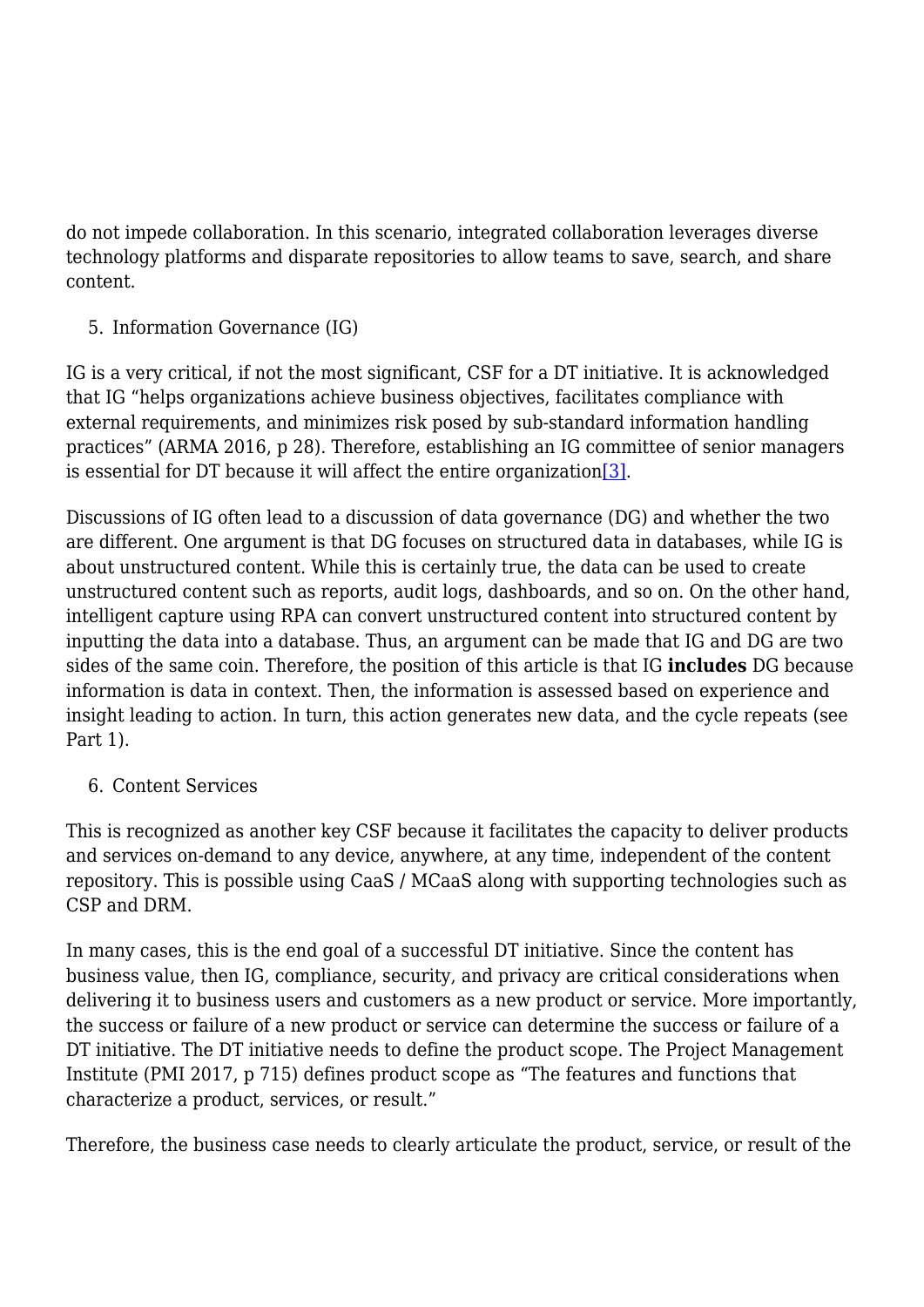do not impede collaboration. In this scenario, integrated collaboration leverages diverse technology platforms and disparate repositories to allow teams to save, search, and share content.

5. Information Governance (IG)

IG is a very critical, if not the most significant, CSF for a DT initiative. It is acknowledged that IG "helps organizations achieve business objectives, facilitates compliance with external requirements, and minimizes risk posed by sub-standard information handling practices" (ARMA 2016, p 28). Therefore, establishing an IG committee of senior managers is essential for DT because it will affect the entire organization[3].

Discussions of IG often lead to a discussion of data governance (DG) and whether the two are different. One argument is that DG focuses on structured data in databases, while IG is about unstructured content. While this is certainly true, the data can be used to create unstructured content such as reports, audit logs, dashboards, and so on. On the other hand, intelligent capture using RPA can convert unstructured content into structured content by inputting the data into a database. Thus, an argument can be made that IG and DG are two sides of the same coin. Therefore, the position of this article is that IG **includes** DG because information is data in context. Then, the information is assessed based on experience and insight leading to action. In turn, this action generates new data, and the cycle repeats (see Part 1).

6. Content Services

This is recognized as another key CSF because it facilitates the capacity to deliver products and services on-demand to any device, anywhere, at any time, independent of the content repository. This is possible using CaaS / MCaaS along with supporting technologies such as CSP and DRM.

In many cases, this is the end goal of a successful DT initiative. Since the content has business value, then IG, compliance, security, and privacy are critical considerations when delivering it to business users and customers as a new product or service. More importantly, the success or failure of a new product or service can determine the success or failure of a DT initiative. The DT initiative needs to define the product scope. The Project Management Institute (PMI 2017, p 715) defines product scope as "The features and functions that characterize a product, services, or result."

Therefore, the business case needs to clearly articulate the product, service, or result of the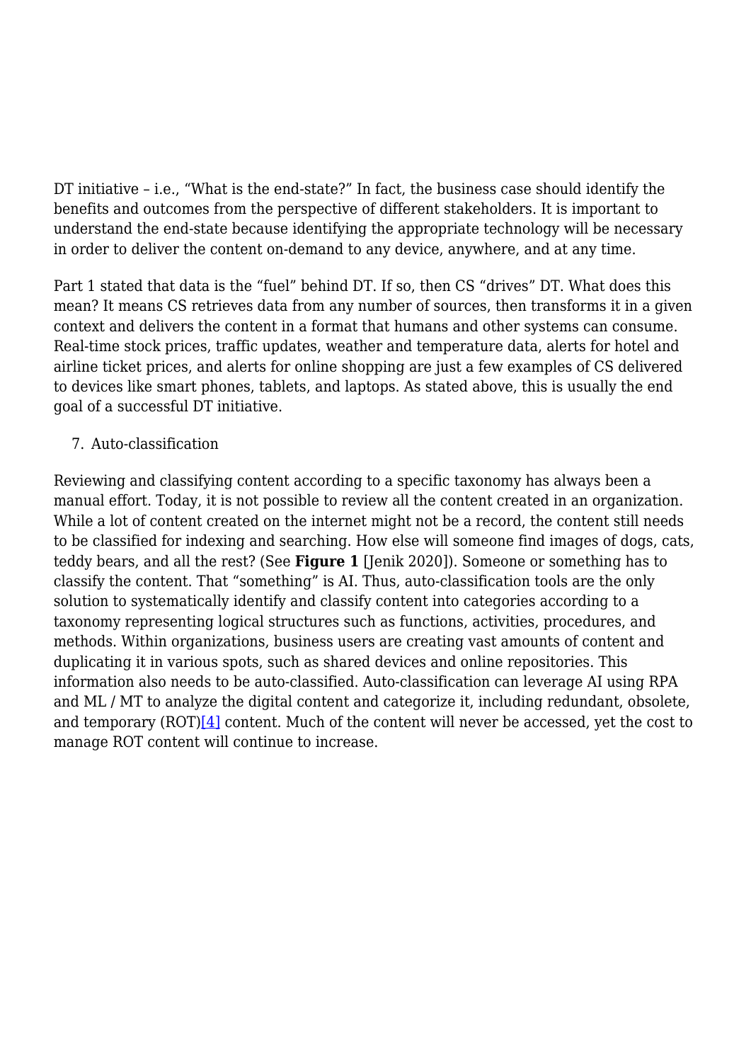DT initiative – i.e., "What is the end-state?" In fact, the business case should identify the benefits and outcomes from the perspective of different stakeholders. It is important to understand the end-state because identifying the appropriate technology will be necessary in order to deliver the content on-demand to any device, anywhere, and at any time.

Part 1 stated that data is the "fuel" behind DT. If so, then CS "drives" DT. What does this mean? It means CS retrieves data from any number of sources, then transforms it in a given context and delivers the content in a format that humans and other systems can consume. Real-time stock prices, traffic updates, weather and temperature data, alerts for hotel and airline ticket prices, and alerts for online shopping are just a few examples of CS delivered to devices like smart phones, tablets, and laptops. As stated above, this is usually the end goal of a successful DT initiative.

7. Auto-classification

Reviewing and classifying content according to a specific taxonomy has always been a manual effort. Today, it is not possible to review all the content created in an organization. While a lot of content created on the internet might not be a record, the content still needs to be classified for indexing and searching. How else will someone find images of dogs, cats, teddy bears, and all the rest? (See **Figure 1** [Jenik 2020]). Someone or something has to classify the content. That "something" is AI. Thus, auto-classification tools are the only solution to systematically identify and classify content into categories according to a taxonomy representing logical structures such as functions, activities, procedures, and methods. Within organizations, business users are creating vast amounts of content and duplicating it in various spots, such as shared devices and online repositories. This information also needs to be auto-classified. Auto-classification can leverage AI using RPA and ML / MT to analyze the digital content and categorize it, including redundant, obsolete, and temporary (ROT)[4] content. Much of the content will never be accessed, yet the cost to manage ROT content will continue to increase.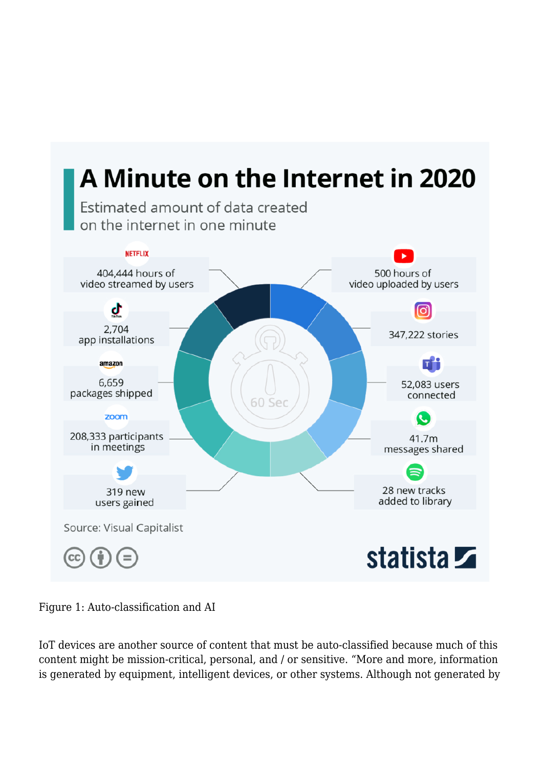# A Minute on the Internet in 2020

Estimated amount of data created on the internet in one minute

- NETFLIX: 404,444 hours of video streamed by users
- TikTok: 2,704 app installations
- amazon: 6,659 packages shipped
- zoom: 208,333 participants in meetings
- Twitter: 319 new users gained
- YouTube: 500 hours of video uploaded by users
- Instagram: 347,222 stories
- Teams: 52,083 users connected
- WhatsApp: 41.7m messages shared
- Spotify: 28 new tracks added to library

60 Sec

Source: Visual Capitalist

statista

Figure 1: Auto-classification and AI

IoT devices are another source of content that must be auto-classified because much of this content might be mission-critical, personal, and / or sensitive. "More and more, information is generated by equipment, intelligent devices, or other systems. Although not generated by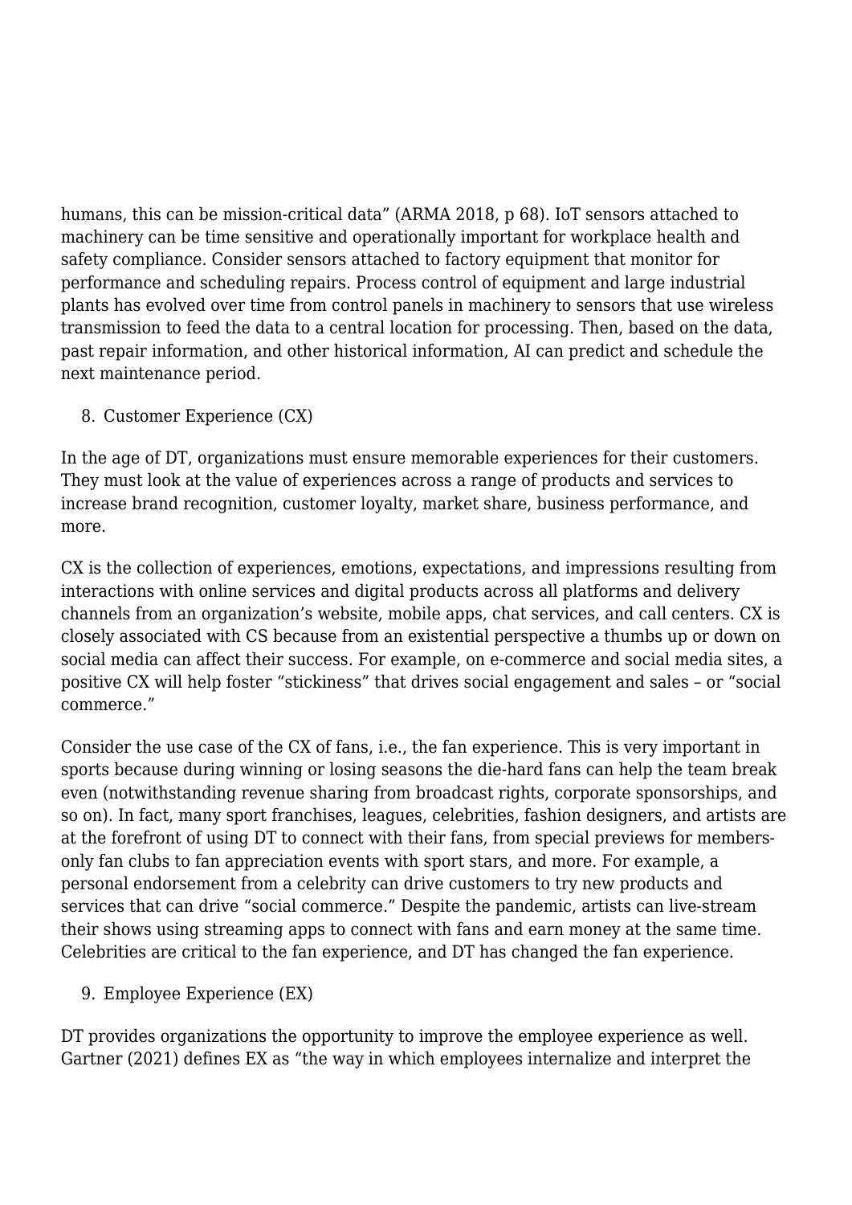humans, this can be mission-critical data" (ARMA 2018, p 68). IoT sensors attached to machinery can be time sensitive and operationally important for workplace health and safety compliance. Consider sensors attached to factory equipment that monitor for performance and scheduling repairs. Process control of equipment and large industrial plants has evolved over time from control panels in machinery to sensors that use wireless transmission to feed the data to a central location for processing. Then, based on the data, past repair information, and other historical information, AI can predict and schedule the next maintenance period.

8. Customer Experience (CX)

In the age of DT, organizations must ensure memorable experiences for their customers. They must look at the value of experiences across a range of products and services to increase brand recognition, customer loyalty, market share, business performance, and more.

CX is the collection of experiences, emotions, expectations, and impressions resulting from interactions with online services and digital products across all platforms and delivery channels from an organization's website, mobile apps, chat services, and call centers. CX is closely associated with CS because from an existential perspective a thumbs up or down on social media can affect their success. For example, on e-commerce and social media sites, a positive CX will help foster "stickiness" that drives social engagement and sales – or "social commerce."

Consider the use case of the CX of fans, i.e., the fan experience. This is very important in sports because during winning or losing seasons the die-hard fans can help the team break even (notwithstanding revenue sharing from broadcast rights, corporate sponsorships, and so on). In fact, many sport franchises, leagues, celebrities, fashion designers, and artists are at the forefront of using DT to connect with their fans, from special previews for members-only fan clubs to fan appreciation events with sport stars, and more. For example, a personal endorsement from a celebrity can drive customers to try new products and services that can drive "social commerce." Despite the pandemic, artists can live-stream their shows using streaming apps to connect with fans and earn money at the same time. Celebrities are critical to the fan experience, and DT has changed the fan experience.

9. Employee Experience (EX)

DT provides organizations the opportunity to improve the employee experience as well. Gartner (2021) defines EX as "the way in which employees internalize and interpret the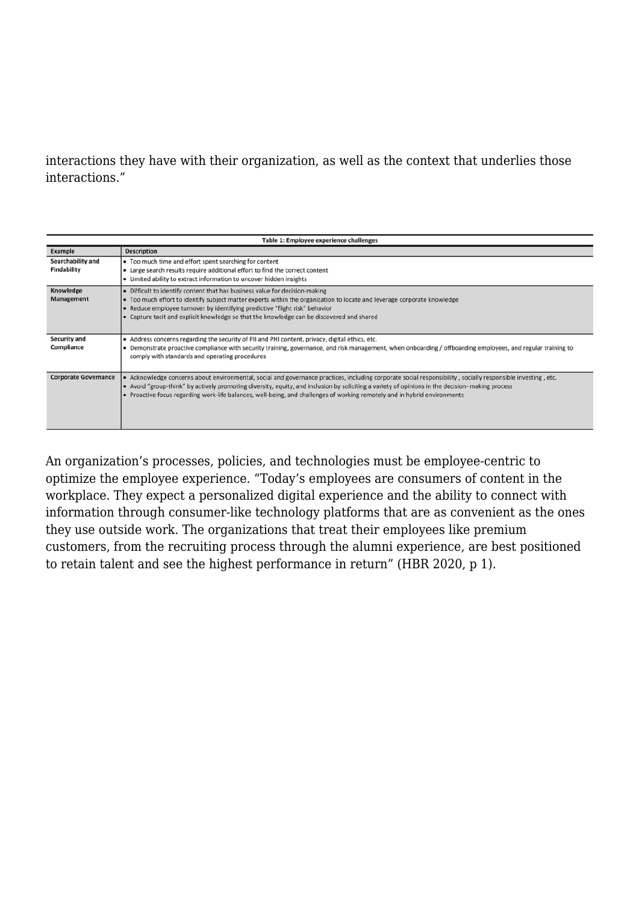interactions they have with their organization, as well as the context that underlies those interactions."

**Table 1: Employee experience challenges**

| Example | Description |
|---|---|
| Searchability and Findability | • Too much time and effort spent searching for content<br>• Large search results require additional effort to find the correct content<br>• Limited ability to extract information to uncover hidden insights |
| Knowledge Management | • Difficult to identify content that has business value for decision-making<br>• Too much effort to identify subject matter experts within the organization to locate and leverage corporate knowledge<br>• Reduce employee turnover by identifying predictive "flight risk" behavior<br>• Capture tacit and explicit knowledge so that the knowledge can be discovered and shared |
| Security and Compliance | • Address concerns regarding the security of PII and PHI content, privacy, digital ethics, etc.<br>• Demonstrate proactive compliance with security training, governance, and risk management, when onboarding / offboarding employees, and regular training to comply with standards and operating procedures |
| Corporate Governance | • Acknowledge concerns about environmental, social and governance practices, including corporate social responsibility , socially responsible investing , etc.<br>• Avoid "group-think" by actively promoting diversity, equity, and inclusion by soliciting a variety of opinions in the decision- making process<br>• Proactive focus regarding work-life balances, well-being, and challenges of working remotely and in hybrid environments |

An organization's processes, policies, and technologies must be employee-centric to optimize the employee experience. "Today's employees are consumers of content in the workplace. They expect a personalized digital experience and the ability to connect with information through consumer-like technology platforms that are as convenient as the ones they use outside work. The organizations that treat their employees like premium customers, from the recruiting process through the alumni experience, are best positioned to retain talent and see the highest performance in return" (HBR 2020, p 1).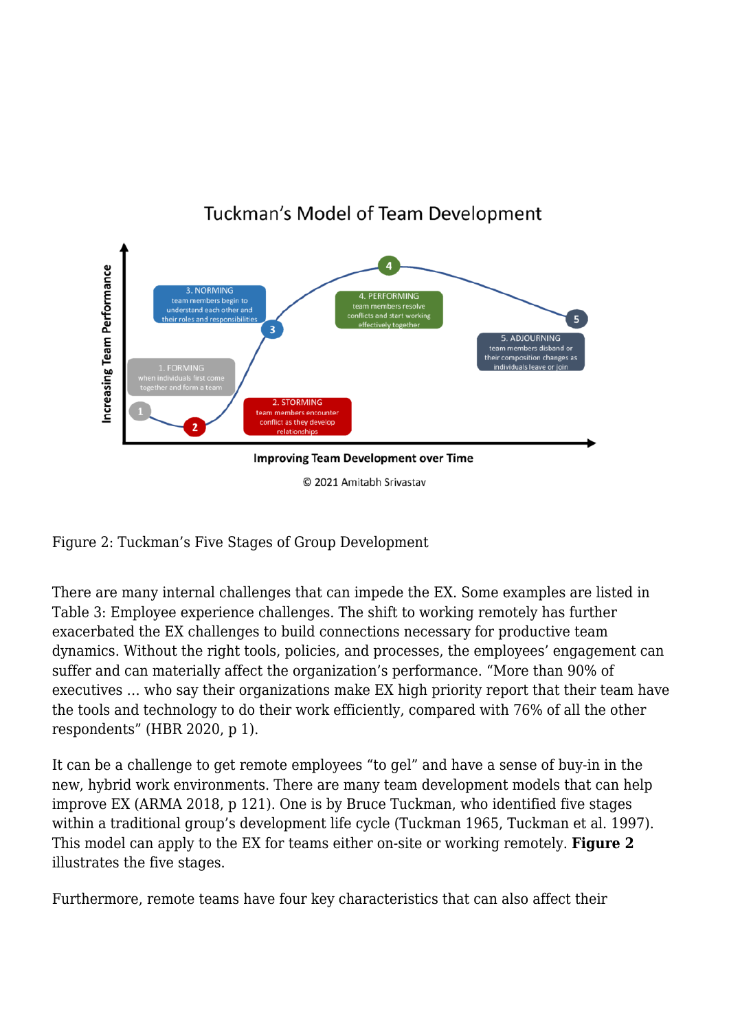Tuckman's Model of Team Development

1. FORMING
when individuals first come together and form a team

2. STORMING
team members encounter conflict as they develop relationships

3. NORMING
team members begin to understand each other and their roles and responsibilities

4. PERFORMING
team members resolve conflicts and start working effectively together

5. ADJOURNING
team members disband or their composition changes as individuals leave or join

Increasing Team Performance

Improving Team Development over Time

© 2021 Amitabh Srivastav

Figure 2: Tuckman's Five Stages of Group Development

There are many internal challenges that can impede the EX. Some examples are listed in Table 3: Employee experience challenges. The shift to working remotely has further exacerbated the EX challenges to build connections necessary for productive team dynamics. Without the right tools, policies, and processes, the employees' engagement can suffer and can materially affect the organization's performance. "More than 90% of executives … who say their organizations make EX high priority report that their team have the tools and technology to do their work efficiently, compared with 76% of all the other respondents" (HBR 2020, p 1).

It can be a challenge to get remote employees "to gel" and have a sense of buy-in in the new, hybrid work environments. There are many team development models that can help improve EX (ARMA 2018, p 121). One is by Bruce Tuckman, who identified five stages within a traditional group's development life cycle (Tuckman 1965, Tuckman et al. 1997). This model can apply to the EX for teams either on-site or working remotely. **Figure 2** illustrates the five stages.

Furthermore, remote teams have four key characteristics that can also affect their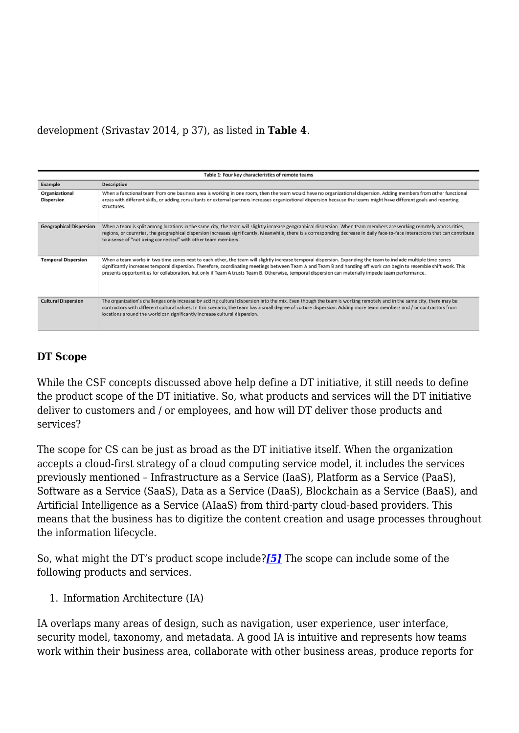development (Srivastav 2014, p 37), as listed in **Table 4**.

Table 1: Four key characteristics of remote teams

| Example | Description |
| --- | --- |
| **Organizational Dispersion** | When a functional team from one business area is working in one room, then the team would have no organizational dispersion. Adding members from other functional areas with different skills, or adding consultants or external partners increases organizational dispersion because the teams might have different goals and reporting structures. |
| **Geographical Dispersion** | When a team is split among locations in the same city, the team will slightly increase geographical dispersion. When team members are working remotely across cities, regions, or countries, the geographical dispersion increases significantly. Meanwhile, there is a corresponding decrease in daily face-to-face interactions that can contribute to a sense of "not being connected" with other team members. |
| **Temporal Dispersion** | When a team works in two time zones next to each other, the team will slightly increase temporal dispersion. Expanding the team to include multiple time zones significantly increases temporal dispersion. Therefore, coordinating meetings between Team A and Team B and handing off work can begin to resemble shift work. This presents opportunities for collaboration, but only if Team A trusts Team B. Otherwise, temporal dispersion can materially impede team performance. |
| **Cultural Dispersion** | The organization's challenges only increase by adding cultural dispersion into the mix. Even though the team is working remotely and in the same city, there may be contractors with different cultural values. In this scenario, the team has a small degree of culture dispersion. Adding more team members and / or contractors from locations around the world can significantly increase cultural dispersion. |

**DT Scope**

While the CSF concepts discussed above help define a DT initiative, it still needs to define the product scope of the DT initiative. So, what products and services will the DT initiative deliver to customers and / or employees, and how will DT deliver those products and services?

The scope for CS can be just as broad as the DT initiative itself. When the organization accepts a cloud-first strategy of a cloud computing service model, it includes the services previously mentioned – Infrastructure as a Service (IaaS), Platform as a Service (PaaS), Software as a Service (SaaS), Data as a Service (DaaS), Blockchain as a Service (BaaS), and Artificial Intelligence as a Service (AIaaS) from third-party cloud-based providers. This means that the business has to digitize the content creation and usage processes throughout the information lifecycle.

So, what might the DT's product scope include?[5] The scope can include some of the following products and services.

1. Information Architecture (IA)

IA overlaps many areas of design, such as navigation, user experience, user interface, security model, taxonomy, and metadata. A good IA is intuitive and represents how teams work within their business area, collaborate with other business areas, produce reports for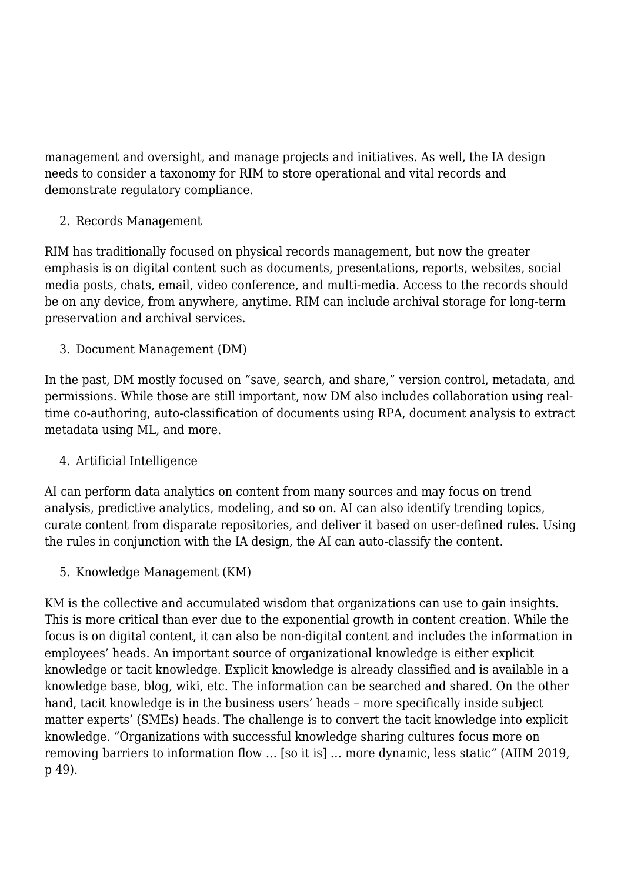management and oversight, and manage projects and initiatives. As well, the IA design needs to consider a taxonomy for RIM to store operational and vital records and demonstrate regulatory compliance.

2. Records Management

RIM has traditionally focused on physical records management, but now the greater emphasis is on digital content such as documents, presentations, reports, websites, social media posts, chats, email, video conference, and multi-media. Access to the records should be on any device, from anywhere, anytime. RIM can include archival storage for long-term preservation and archival services.

3. Document Management (DM)

In the past, DM mostly focused on "save, search, and share," version control, metadata, and permissions. While those are still important, now DM also includes collaboration using real-time co-authoring, auto-classification of documents using RPA, document analysis to extract metadata using ML, and more.

4. Artificial Intelligence

AI can perform data analytics on content from many sources and may focus on trend analysis, predictive analytics, modeling, and so on. AI can also identify trending topics, curate content from disparate repositories, and deliver it based on user-defined rules. Using the rules in conjunction with the IA design, the AI can auto-classify the content.

5. Knowledge Management (KM)

KM is the collective and accumulated wisdom that organizations can use to gain insights. This is more critical than ever due to the exponential growth in content creation. While the focus is on digital content, it can also be non-digital content and includes the information in employees' heads. An important source of organizational knowledge is either explicit knowledge or tacit knowledge. Explicit knowledge is already classified and is available in a knowledge base, blog, wiki, etc. The information can be searched and shared. On the other hand, tacit knowledge is in the business users' heads – more specifically inside subject matter experts' (SMEs) heads. The challenge is to convert the tacit knowledge into explicit knowledge. "Organizations with successful knowledge sharing cultures focus more on removing barriers to information flow … [so it is] … more dynamic, less static" (AIIM 2019, p 49).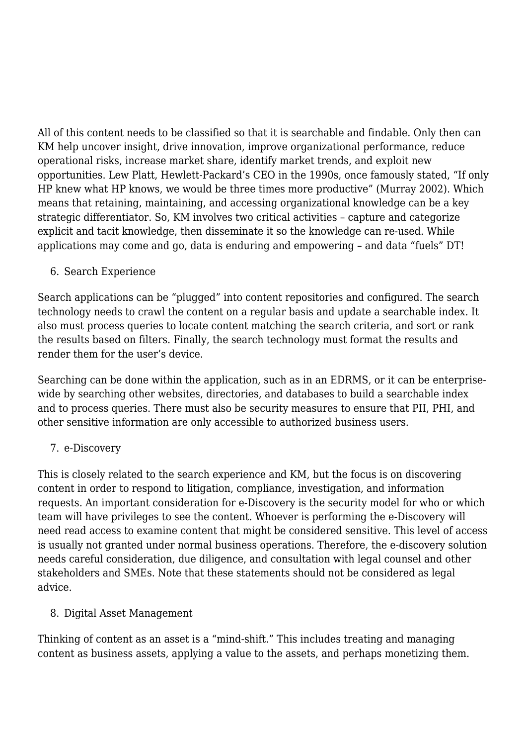All of this content needs to be classified so that it is searchable and findable. Only then can KM help uncover insight, drive innovation, improve organizational performance, reduce operational risks, increase market share, identify market trends, and exploit new opportunities. Lew Platt, Hewlett-Packard's CEO in the 1990s, once famously stated, "If only HP knew what HP knows, we would be three times more productive" (Murray 2002). Which means that retaining, maintaining, and accessing organizational knowledge can be a key strategic differentiator. So, KM involves two critical activities – capture and categorize explicit and tacit knowledge, then disseminate it so the knowledge can re-used. While applications may come and go, data is enduring and empowering – and data "fuels" DT!

6. Search Experience

Search applications can be "plugged" into content repositories and configured. The search technology needs to crawl the content on a regular basis and update a searchable index. It also must process queries to locate content matching the search criteria, and sort or rank the results based on filters. Finally, the search technology must format the results and render them for the user's device.

Searching can be done within the application, such as in an EDRMS, or it can be enterprise-wide by searching other websites, directories, and databases to build a searchable index and to process queries. There must also be security measures to ensure that PII, PHI, and other sensitive information are only accessible to authorized business users.

7. e-Discovery

This is closely related to the search experience and KM, but the focus is on discovering content in order to respond to litigation, compliance, investigation, and information requests. An important consideration for e-Discovery is the security model for who or which team will have privileges to see the content. Whoever is performing the e-Discovery will need read access to examine content that might be considered sensitive. This level of access is usually not granted under normal business operations. Therefore, the e-discovery solution needs careful consideration, due diligence, and consultation with legal counsel and other stakeholders and SMEs. Note that these statements should not be considered as legal advice.

8. Digital Asset Management

Thinking of content as an asset is a "mind-shift." This includes treating and managing content as business assets, applying a value to the assets, and perhaps monetizing them.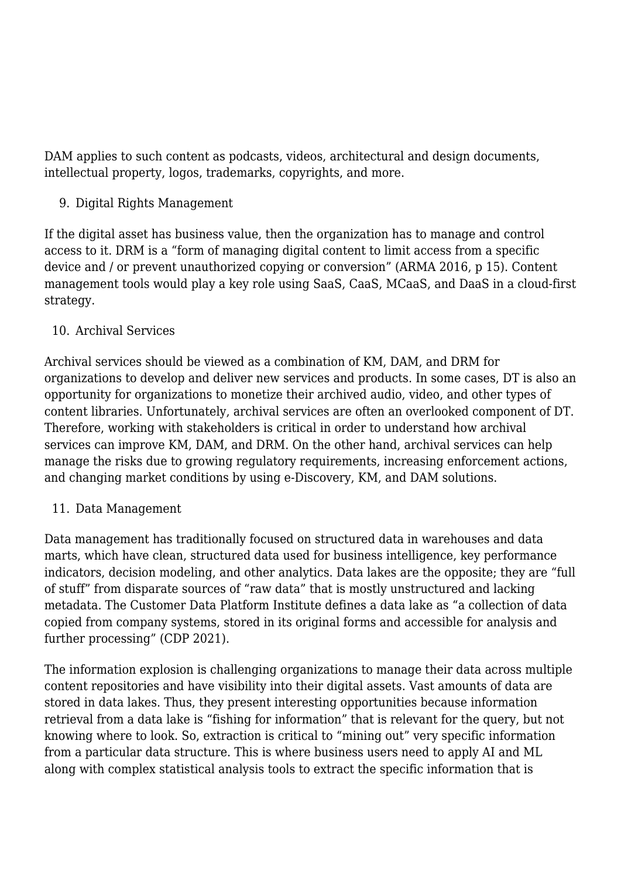DAM applies to such content as podcasts, videos, architectural and design documents, intellectual property, logos, trademarks, copyrights, and more.

9. Digital Rights Management

If the digital asset has business value, then the organization has to manage and control access to it. DRM is a "form of managing digital content to limit access from a specific device and / or prevent unauthorized copying or conversion" (ARMA 2016, p 15). Content management tools would play a key role using SaaS, CaaS, MCaaS, and DaaS in a cloud-first strategy.

10. Archival Services

Archival services should be viewed as a combination of KM, DAM, and DRM for organizations to develop and deliver new services and products. In some cases, DT is also an opportunity for organizations to monetize their archived audio, video, and other types of content libraries. Unfortunately, archival services are often an overlooked component of DT. Therefore, working with stakeholders is critical in order to understand how archival services can improve KM, DAM, and DRM. On the other hand, archival services can help manage the risks due to growing regulatory requirements, increasing enforcement actions, and changing market conditions by using e-Discovery, KM, and DAM solutions.

11. Data Management

Data management has traditionally focused on structured data in warehouses and data marts, which have clean, structured data used for business intelligence, key performance indicators, decision modeling, and other analytics. Data lakes are the opposite; they are "full of stuff" from disparate sources of "raw data" that is mostly unstructured and lacking metadata. The Customer Data Platform Institute defines a data lake as "a collection of data copied from company systems, stored in its original forms and accessible for analysis and further processing" (CDP 2021).

The information explosion is challenging organizations to manage their data across multiple content repositories and have visibility into their digital assets. Vast amounts of data are stored in data lakes. Thus, they present interesting opportunities because information retrieval from a data lake is "fishing for information" that is relevant for the query, but not knowing where to look. So, extraction is critical to "mining out" very specific information from a particular data structure. This is where business users need to apply AI and ML along with complex statistical analysis tools to extract the specific information that is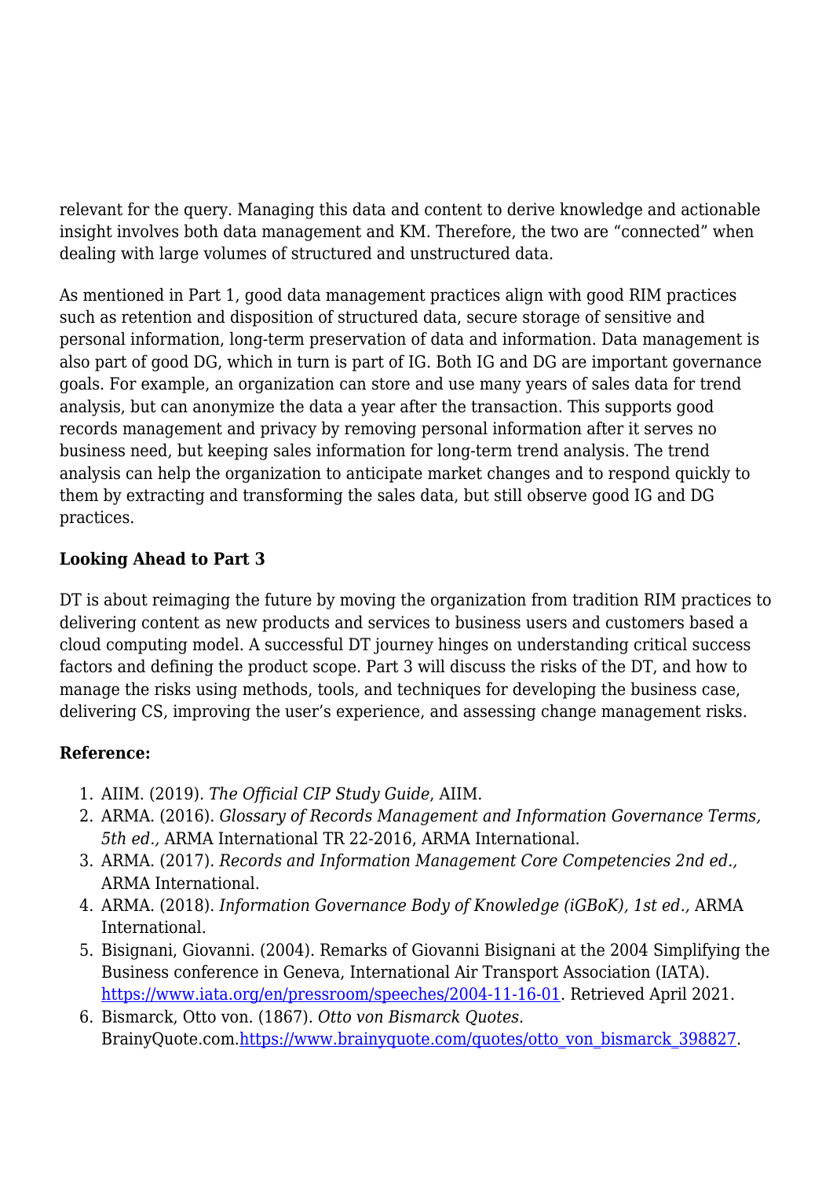relevant for the query. Managing this data and content to derive knowledge and actionable insight involves both data management and KM. Therefore, the two are "connected" when dealing with large volumes of structured and unstructured data.

As mentioned in Part 1, good data management practices align with good RIM practices such as retention and disposition of structured data, secure storage of sensitive and personal information, long-term preservation of data and information. Data management is also part of good DG, which in turn is part of IG. Both IG and DG are important governance goals. For example, an organization can store and use many years of sales data for trend analysis, but can anonymize the data a year after the transaction. This supports good records management and privacy by removing personal information after it serves no business need, but keeping sales information for long-term trend analysis. The trend analysis can help the organization to anticipate market changes and to respond quickly to them by extracting and transforming the sales data, but still observe good IG and DG practices.

**Looking Ahead to Part 3**

DT is about reimaging the future by moving the organization from tradition RIM practices to delivering content as new products and services to business users and customers based a cloud computing model. A successful DT journey hinges on understanding critical success factors and defining the product scope. Part 3 will discuss the risks of the DT, and how to manage the risks using methods, tools, and techniques for developing the business case, delivering CS, improving the user's experience, and assessing change management risks.

**Reference:**

1. AIIM. (2019). *The Official CIP Study Guide*, AIIM.
2. ARMA. (2016). *Glossary of Records Management and Information Governance Terms, 5th ed.,* ARMA International TR 22-2016, ARMA International.
3. ARMA. (2017). *Records and Information Management Core Competencies 2nd ed.,* ARMA International.
4. ARMA. (2018). *Information Governance Body of Knowledge (iGBoK), 1st ed.,* ARMA International.
5. Bisignani, Giovanni. (2004). Remarks of Giovanni Bisignani at the 2004 Simplifying the Business conference in Geneva, International Air Transport Association (IATA). https://www.iata.org/en/pressroom/speeches/2004-11-16-01. Retrieved April 2021.
6. Bismarck, Otto von. (1867). *Otto von Bismarck Quotes*. BrainyQuote.com.https://www.brainyquote.com/quotes/otto_von_bismarck_398827.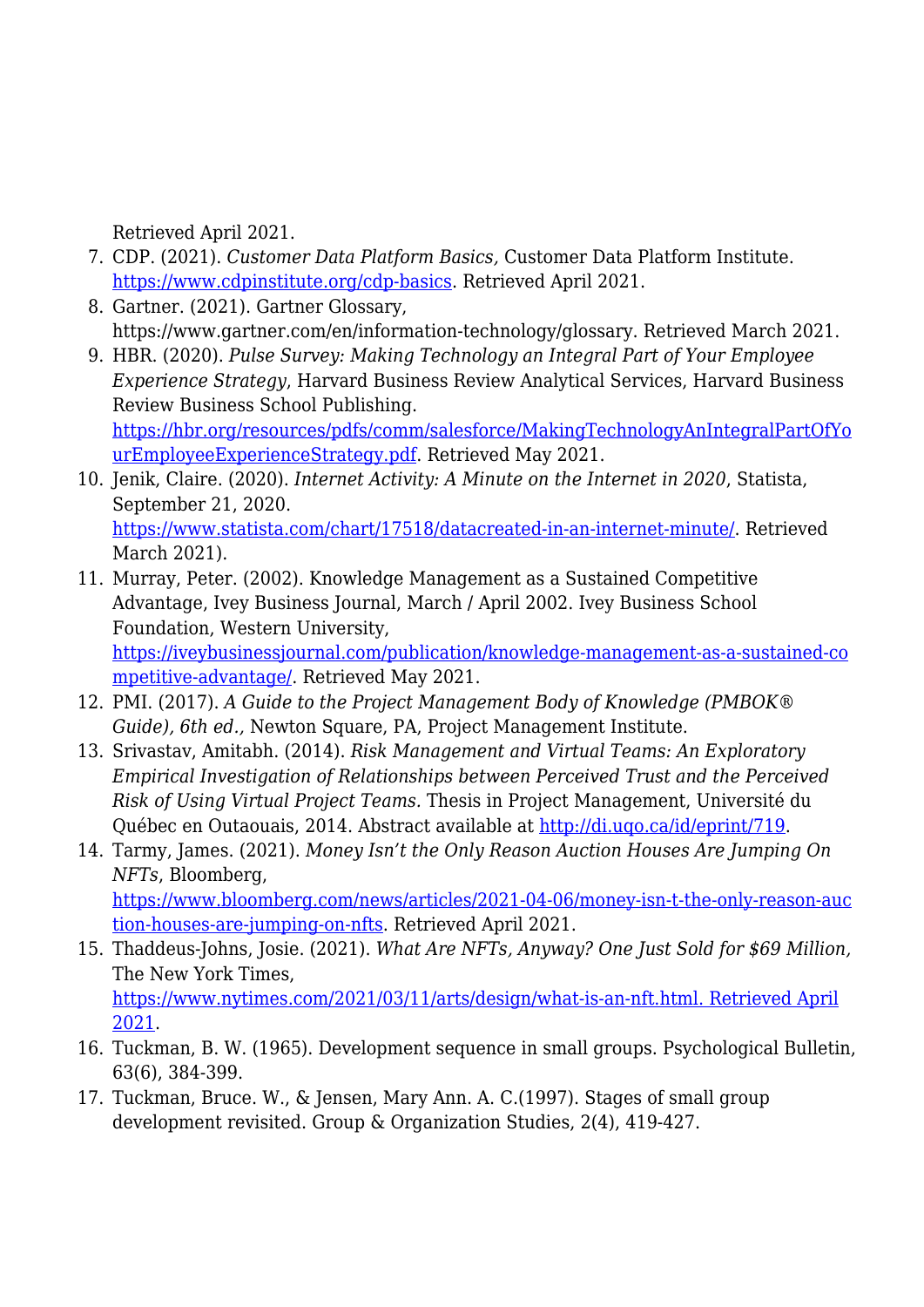Retrieved April 2021.

7. CDP. (2021). *Customer Data Platform Basics,* Customer Data Platform Institute. https://www.cdpinstitute.org/cdp-basics. Retrieved April 2021.
8. Gartner. (2021). Gartner Glossary, https://www.gartner.com/en/information-technology/glossary. Retrieved March 2021.
9. HBR. (2020). *Pulse Survey: Making Technology an Integral Part of Your Employee Experience Strategy*, Harvard Business Review Analytical Services, Harvard Business Review Business School Publishing. https://hbr.org/resources/pdfs/comm/salesforce/MakingTechnologyAnIntegralPartOfYourEmployeeExperienceStrategy.pdf. Retrieved May 2021.
10. Jenik, Claire. (2020). *Internet Activity: A Minute on the Internet in 2020*, Statista, September 21, 2020. https://www.statista.com/chart/17518/datacreated-in-an-internet-minute/. Retrieved March 2021).
11. Murray, Peter. (2002). Knowledge Management as a Sustained Competitive Advantage, Ivey Business Journal, March / April 2002. Ivey Business School Foundation, Western University, https://iveybusinessjournal.com/publication/knowledge-management-as-a-sustained-competitive-advantage/. Retrieved May 2021.
12. PMI. (2017). *A Guide to the Project Management Body of Knowledge (PMBOK® Guide), 6th ed.,* Newton Square, PA, Project Management Institute.
13. Srivastav, Amitabh. (2014). *Risk Management and Virtual Teams: An Exploratory Empirical Investigation of Relationships between Perceived Trust and the Perceived Risk of Using Virtual Project Teams.* Thesis in Project Management, Université du Québec en Outaouais, 2014. Abstract available at http://di.uqo.ca/id/eprint/719.
14. Tarmy, James. (2021). *Money Isn't the Only Reason Auction Houses Are Jumping On NFTs*, Bloomberg, https://www.bloomberg.com/news/articles/2021-04-06/money-isn-t-the-only-reason-auction-houses-are-jumping-on-nfts. Retrieved April 2021.
15. Thaddeus-Johns, Josie. (2021). *What Are NFTs, Anyway? One Just Sold for $69 Million,* The New York Times, https://www.nytimes.com/2021/03/11/arts/design/what-is-an-nft.html. Retrieved April 2021.
16. Tuckman, B. W. (1965). Development sequence in small groups. Psychological Bulletin, 63(6), 384-399.
17. Tuckman, Bruce. W., & Jensen, Mary Ann. A. C.(1997). Stages of small group development revisited. Group & Organization Studies, 2(4), 419-427.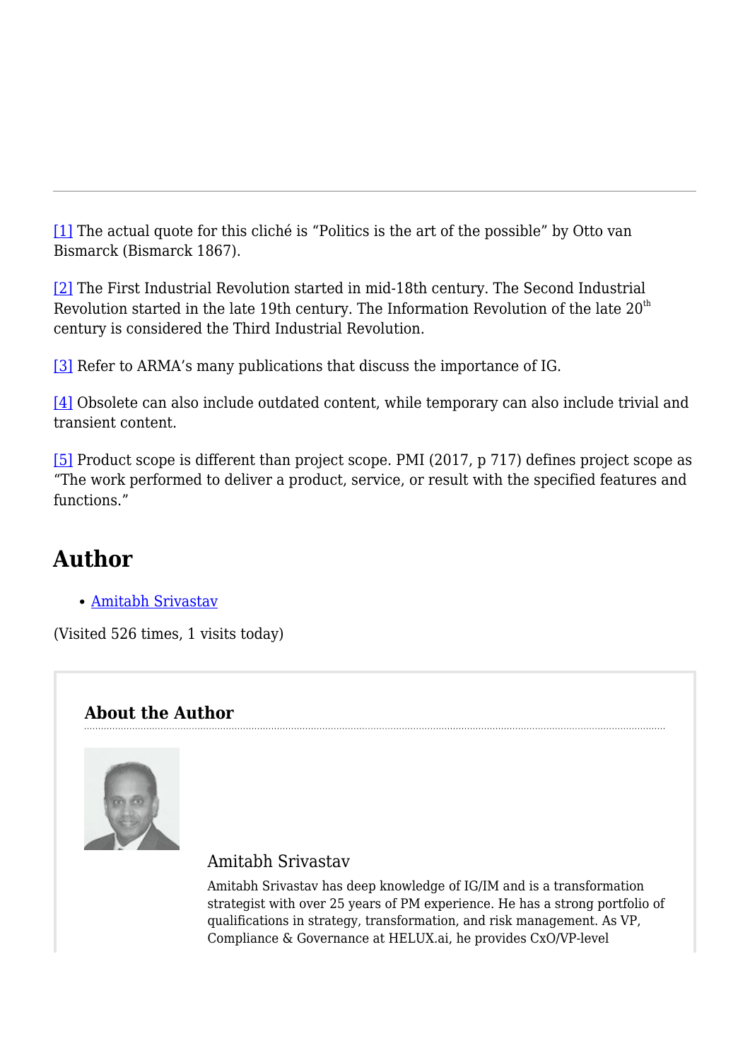---

[1] The actual quote for this cliché is “Politics is the art of the possible” by Otto van Bismarck (Bismarck 1867).

[2] The First Industrial Revolution started in mid-18th century. The Second Industrial Revolution started in the late 19th century. The Information Revolution of the late 20th century is considered the Third Industrial Revolution.

[3] Refer to ARMA’s many publications that discuss the importance of IG.

[4] Obsolete can also include outdated content, while temporary can also include trivial and transient content.

[5] Product scope is different than project scope. PMI (2017, p 717) defines project scope as “The work performed to deliver a product, service, or result with the specified features and functions.”

## Author

- Amitabh Srivastav

(Visited 526 times, 1 visits today)

### About the Author

Amitabh Srivastav

Amitabh Srivastav has deep knowledge of IG/IM and is a transformation strategist with over 25 years of PM experience. He has a strong portfolio of qualifications in strategy, transformation, and risk management. As VP, Compliance & Governance at HELUX.ai, he provides CxO/VP-level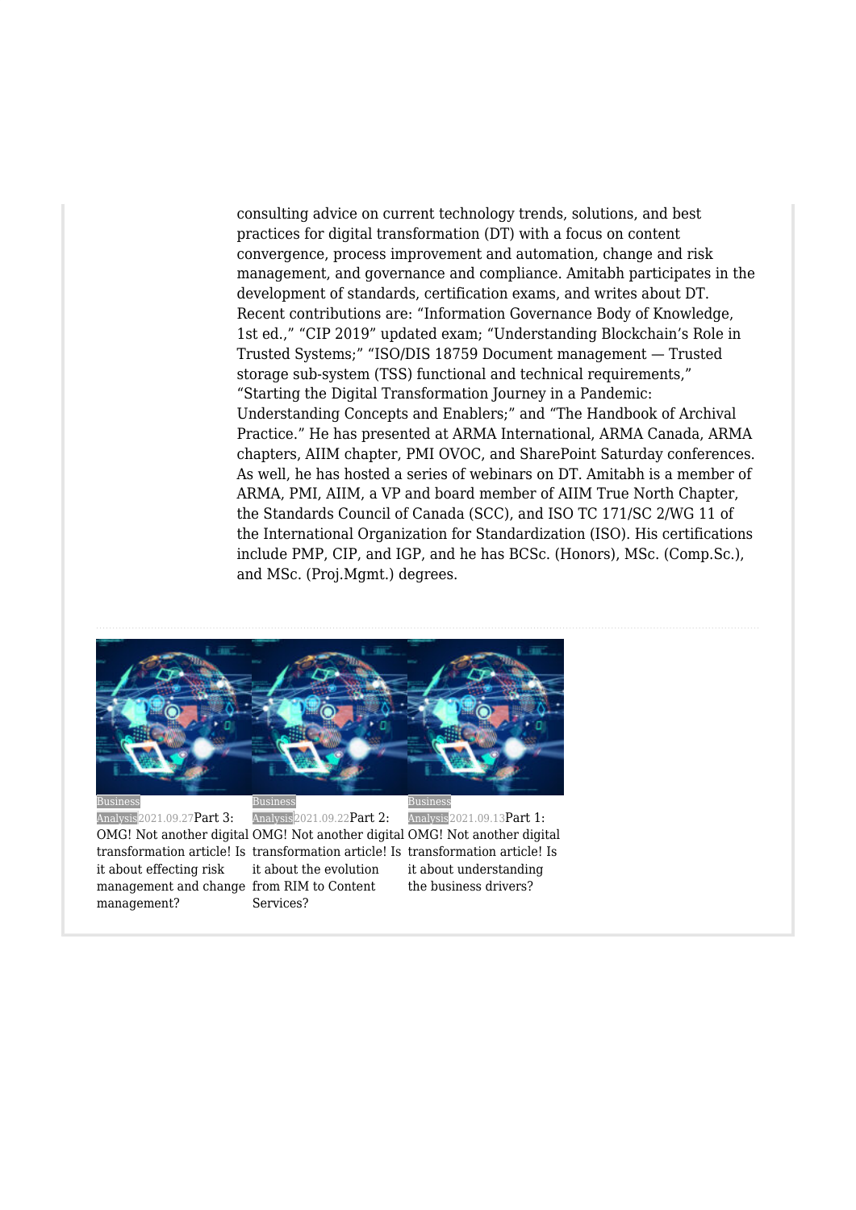consulting advice on current technology trends, solutions, and best practices for digital transformation (DT) with a focus on content convergence, process improvement and automation, change and risk management, and governance and compliance. Amitabh participates in the development of standards, certification exams, and writes about DT. Recent contributions are: “Information Governance Body of Knowledge, 1st ed.,” “CIP 2019” updated exam; “Understanding Blockchain’s Role in Trusted Systems;” “ISO/DIS 18759 Document management — Trusted storage sub-system (TSS) functional and technical requirements,” “Starting the Digital Transformation Journey in a Pandemic: Understanding Concepts and Enablers;” and “The Handbook of Archival Practice.” He has presented at ARMA International, ARMA Canada, ARMA chapters, AIIM chapter, PMI OVOC, and SharePoint Saturday conferences. As well, he has hosted a series of webinars on DT. Amitabh is a member of ARMA, PMI, AIIM, a VP and board member of AIIM True North Chapter, the Standards Council of Canada (SCC), and ISO TC 171/SC 2/WG 11 of the International Organization for Standardization (ISO). His certifications include PMP, CIP, and IGP, and he has BCSc. (Honors), MSc. (Comp.Sc.), and MSc. (Proj.Mgmt.) degrees.

---

Business Analysis 2021.09.27 Part 3: OMG! Not another digital transformation article! Is it about effecting risk management and change management?

Business Analysis 2021.09.22 Part 2: OMG! Not another digital transformation article! Is it about the evolution from RIM to Content Services?

Business Analysis 2021.09.13 Part 1: OMG! Not another digital transformation article! Is it about understanding the business drivers?